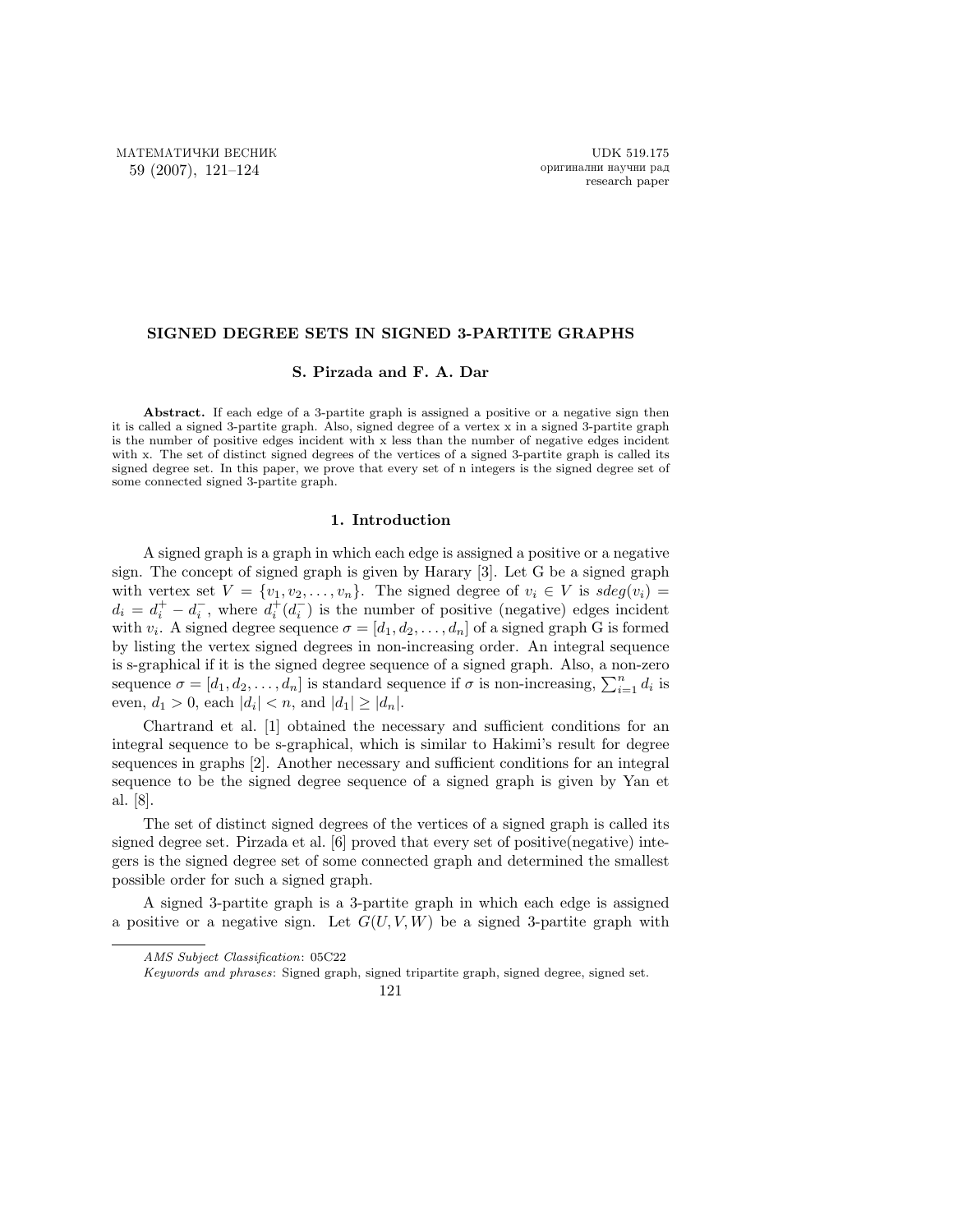# SIGNED DEGREE SETS IN SIGNED 3-PARTITE GRAPHS

**S. Pirzada and F. A. Dar**

**Abstract.** If each edge of a 3-partite graph is assigned a positive or a negative sign then it is called a signed 3-partite graph. Also, signed degree of a vertex x in a signed 3-partite graph is the number of positive edges incident with x less than the number of negative edges incident with x. The set of distinct signed degrees of the vertices of a signed 3-partite graph is called its signed degree set. In this paper, we prove that every set of n integers is the signed degree set of some connected signed 3-partite graph.

## 1. Introduction

A signed graph is a graph in which each edge is assigned a positive or a negative sign. The concept of signed graph is given by Harary [3]. Let G be a signed graph with vertex set $V = \{v_1, v_2, \dots, v_n\}$. The signed degree of $v_i \in V$ is $sdeg(v_i) = d_i = d_i^+ - d_i^-$, where $d_i^+(d_i^-)$ is the number of positive (negative) edges incident with $v_i$. A signed degree sequence $\sigma = [d_1, d_2, \dots, d_n]$ of a signed graph G is formed by listing the vertex signed degrees in non-increasing order. An integral sequence is s-graphical if it is the signed degree sequence of a signed graph. Also, a non-zero sequence $\sigma = [d_1, d_2, \dots, d_n]$ is standard sequence if $\sigma$ is non-increasing, $\sum_{i=1}^{n} d_i$ is even, $d_1 > 0$, each $|d_i| < n$, and $|d_1| \geq |d_n|$.

Chartrand et al. [1] obtained the necessary and sufficient conditions for an integral sequence to be s-graphical, which is similar to Hakimi's result for degree sequences in graphs [2]. Another necessary and sufficient conditions for an integral sequence to be the signed degree sequence of a signed graph is given by Yan et al. [8].

The set of distinct signed degrees of the vertices of a signed graph is called its signed degree set. Pirzada et al. [6] proved that every set of positive(negative) integers is the signed degree set of some connected graph and determined the smallest possible order for such a signed graph.

A signed 3-partite graph is a 3-partite graph in which each edge is assigned a positive or a negative sign. Let $G(U, V, W)$ be a signed 3-partite graph with

*AMS Subject Classification*: 05C22

*Keywords and phrases*: Signed graph, signed tripartite graph, signed degree, signed set.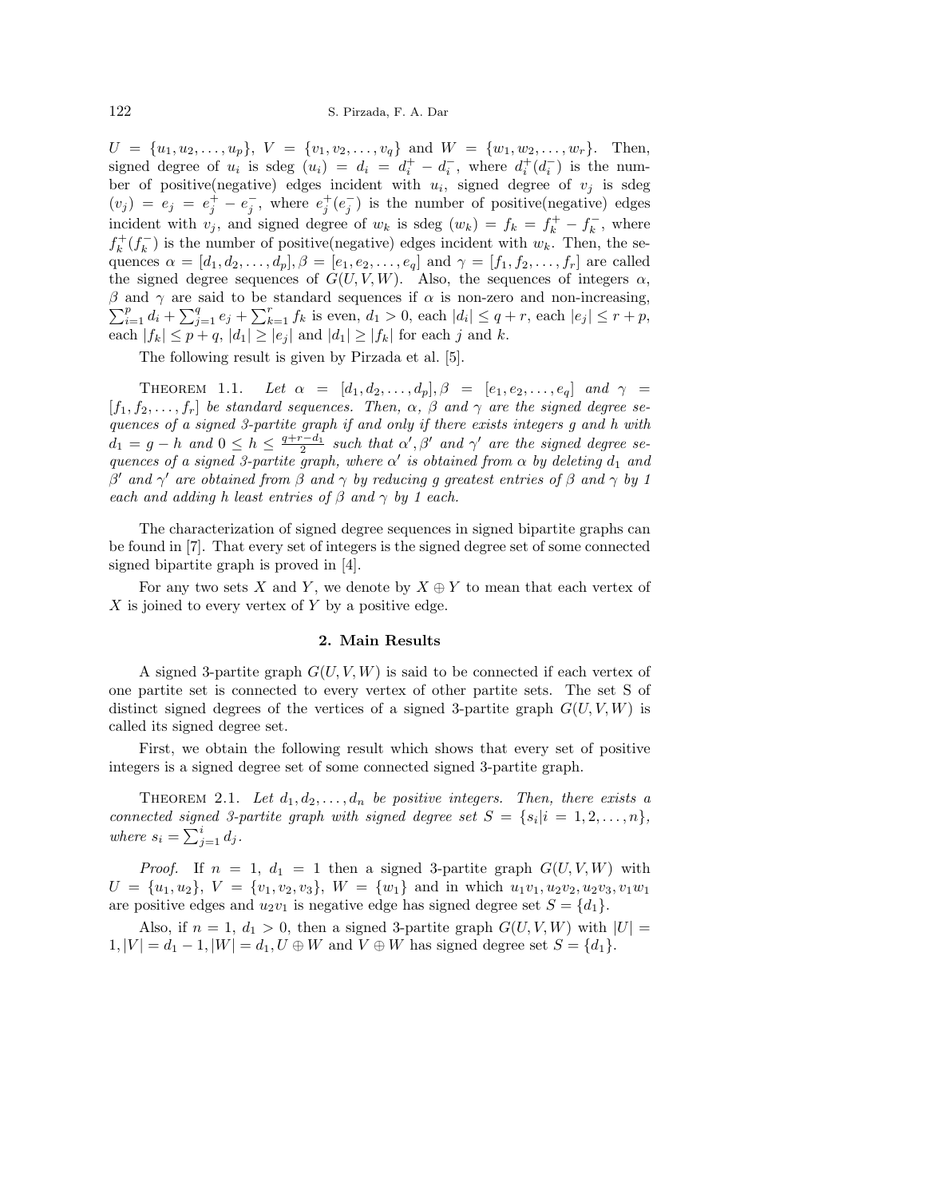$U = \{u_1, u_2, \ldots, u_p\}$, $V = \{v_1, v_2, \ldots, v_q\}$ and $W = \{w_1, w_2, \ldots, w_r\}$. Then, signed degree of $u_i$ is sdeg $(u_i) = d_i = d_i^+ - d_i^-$, where $d_i^+(d_i^-)$ is the number of positive(negative) edges incident with $u_i$, signed degree of $v_j$ is sdeg $(v_j) = e_j = e_j^+ - e_j^-$, where $e_j^+(e_j^-)$ is the number of positive(negative) edges incident with $v_j$, and signed degree of $w_k$ is sdeg $(w_k) = f_k = f_k^+ - f_k^-$, where $f_k^+(f_k^-)$ is the number of positive(negative) edges incident with $w_k$. Then, the sequences $\alpha = [d_1, d_2, \ldots, d_p], \beta = [e_1, e_2, \ldots, e_q]$ and $\gamma = [f_1, f_2, \ldots, f_r]$ are called the signed degree sequences of $G(U, V, W)$. Also, the sequences of integers $\alpha$, $\beta$ and $\gamma$ are said to be standard sequences if $\alpha$ is non-zero and non-increasing, $\sum_{i=1}^{p} d_i + \sum_{j=1}^{q} e_j + \sum_{k=1}^{r} f_k$ is even, $d_1 > 0$, each $|d_i| \leq q + r$, each $|e_j| \leq r + p$, each $|f_k| \leq p + q$, $|d_1| \geq |e_j|$ and $|d_1| \geq |f_k|$ for each $j$ and $k$.

The following result is given by Pirzada et al. [5].

THEOREM 1.1. *Let $\alpha = [d_1, d_2, \ldots, d_p], \beta = [e_1, e_2, \ldots, e_q]$ and $\gamma = [f_1, f_2, \ldots, f_r]$ be standard sequences. Then, $\alpha$, $\beta$ and $\gamma$ are the signed degree sequences of a signed 3-partite graph if and only if there exists integers $g$ and $h$ with $d_1 = g - h$ and $0 \leq h \leq \frac{q+r-d_1}{2}$ such that $\alpha', \beta'$ and $\gamma'$ are the signed degree sequences of a signed 3-partite graph, where $\alpha'$ is obtained from $\alpha$ by deleting $d_1$ and $\beta'$ and $\gamma'$ are obtained from $\beta$ and $\gamma$ by reducing $g$ greatest entries of $\beta$ and $\gamma$ by 1 each and adding $h$ least entries of $\beta$ and $\gamma$ by 1 each.*

The characterization of signed degree sequences in signed bipartite graphs can be found in [7]. That every set of integers is the signed degree set of some connected signed bipartite graph is proved in [4].

For any two sets $X$ and $Y$, we denote by $X \oplus Y$ to mean that each vertex of $X$ is joined to every vertex of $Y$ by a positive edge.

## 2. Main Results

A signed 3-partite graph $G(U, V, W)$ is said to be connected if each vertex of one partite set is connected to every vertex of other partite sets. The set S of distinct signed degrees of the vertices of a signed 3-partite graph $G(U, V, W)$ is called its signed degree set.

First, we obtain the following result which shows that every set of positive integers is a signed degree set of some connected signed 3-partite graph.

THEOREM 2.1. *Let $d_1, d_2, \ldots, d_n$ be positive integers. Then, there exists a connected signed 3-partite graph with signed degree set $S = \{s_i | i = 1, 2, \ldots, n\}$, where $s_i = \sum_{j=1}^{i} d_j$.*

*Proof.* If $n = 1$, $d_1 = 1$ then a signed 3-partite graph $G(U, V, W)$ with $U = \{u_1, u_2\}$, $V = \{v_1, v_2, v_3\}$, $W = \{w_1\}$ and in which $u_1v_1, u_2v_2, u_2v_3, v_1w_1$ are positive edges and $u_2v_1$ is negative edge has signed degree set $S = \{d_1\}$.

Also, if $n = 1$, $d_1 > 0$, then a signed 3-partite graph $G(U, V, W)$ with $|U| = 1, |V| = d_1 - 1, |W| = d_1, U \oplus W$ and $V \oplus W$ has signed degree set $S = \{d_1\}$.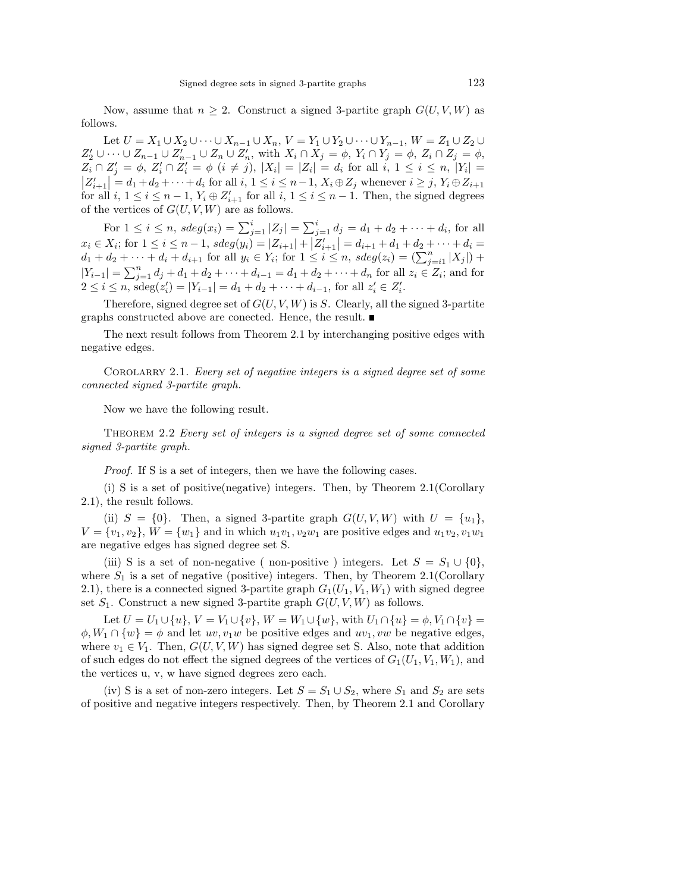Now, assume that $n \geq 2$. Construct a signed 3-partite graph $G(U, V, W)$ as follows.

Let $U = X_1 \cup X_2 \cup \cdots \cup X_{n-1} \cup X_n$, $V = Y_1 \cup Y_2 \cup \cdots \cup Y_{n-1}$, $W = Z_1 \cup Z_2 \cup Z_2' \cup \cdots \cup Z_{n-1} \cup Z_{n-1}' \cup Z_n \cup Z_n'$, with $X_i \cap X_j = \phi$, $Y_i \cap Y_j = \phi$, $Z_i \cap Z_j = \phi$, $Z_i \cap Z_j' = \phi$, $Z_i' \cap Z_i' = \phi$ $(i \neq j)$, $|X_i| = |Z_i| = d_i$ for all $i$, $1 \leq i \leq n$, $|Y_i| = \left|Z_{i+1}'\right| = d_1 + d_2 + \cdots + d_i$ for all $i$, $1 \leq i \leq n-1$, $X_i \oplus Z_j$ whenever $i \geq j$, $Y_i \oplus Z_{i+1}$ for all $i$, $1 \leq i \leq n-1$, $Y_i \oplus Z_{i+1}'$ for all $i$, $1 \leq i \leq n-1$. Then, the signed degrees of the vertices of $G(U, V, W)$ are as follows.

For $1 \leq i \leq n$, $sdeg(x_i) = \sum_{j=1}^{i} |Z_j| = \sum_{j=1}^{i} d_j = d_1 + d_2 + \cdots + d_i$, for all $x_i \in X_i$; for $1 \leq i \leq n-1$, $sdeg(y_i) = |Z_{i+1}| + \left|Z_{i+1}'\right| = d_{i+1} + d_1 + d_2 + \cdots + d_i = d_1 + d_2 + \cdots + d_i + d_{i+1}$ for all $y_i \in Y_i$; for $1 \leq i \leq n$, $sdeg(z_i) = (\sum_{j=i1}^{n} |X_j|) + |Y_{i-1}| = \sum_{j=1}^{n} d_j + d_1 + d_2 + \cdots + d_{i-1} = d_1 + d_2 + \cdots + d_n$ for all $z_i \in Z_i$; and for $2 \leq i \leq n$, $\text{sdeg}(z_i') = |Y_{i-1}| = d_1 + d_2 + \cdots + d_{i-1}$, for all $z_i' \in Z_i'$.

Therefore, signed degree set of $G(U, V, W)$ is $S$. Clearly, all the signed 3-partite graphs constructed above are conected. Hence, the result. ■

The next result follows from Theorem 2.1 by interchanging positive edges with negative edges.

Corolarry 2.1. *Every set of negative integers is a signed degree set of some connected signed 3-partite graph.*

Now we have the following result.

Theorem 2.2 *Every set of integers is a signed degree set of some connected signed 3-partite graph.*

*Proof.* If S is a set of integers, then we have the following cases.

(i) S is a set of positive(negative) integers. Then, by Theorem 2.1(Corollary 2.1), the result follows.

(ii) $S = \{0\}$. Then, a signed 3-partite graph $G(U, V, W)$ with $U = \{u_1\}$, $V = \{v_1, v_2\}$, $W = \{w_1\}$ and in which $u_1v_1, v_2w_1$ are positive edges and $u_1v_2, v_1w_1$ are negative edges has signed degree set S.

(iii) S is a set of non-negative ( non-positive ) integers. Let $S = S_1 \cup \{0\}$, where $S_1$ is a set of negative (positive) integers. Then, by Theorem 2.1(Corollary 2.1), there is a connected signed 3-partite graph $G_1(U_1, V_1, W_1)$ with signed degree set $S_1$. Construct a new signed 3-partite graph $G(U, V, W)$ as follows.

Let $U = U_1 \cup \{u\}$, $V = V_1 \cup \{v\}$, $W = W_1 \cup \{w\}$, with $U_1 \cap \{u\} = \phi, V_1 \cap \{v\} = \phi, W_1 \cap \{w\} = \phi$ and let $uv, v_1w$ be positive edges and $uv_1, vw$ be negative edges, where $v_1 \in V_1$. Then, $G(U, V, W)$ has signed degree set S. Also, note that addition of such edges do not effect the signed degrees of the vertices of $G_1(U_1, V_1, W_1)$, and the vertices u, v, w have signed degrees zero each.

(iv) S is a set of non-zero integers. Let $S = S_1 \cup S_2$, where $S_1$ and $S_2$ are sets of positive and negative integers respectively. Then, by Theorem 2.1 and Corollary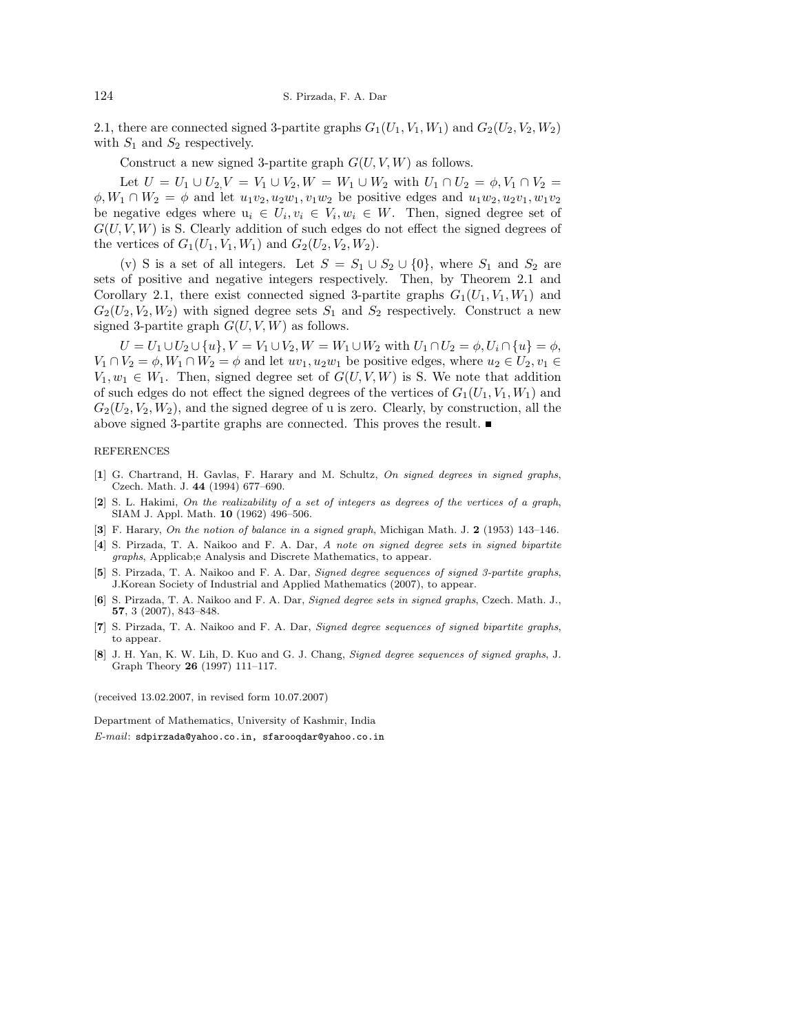2.1, there are connected signed 3-partite graphs $G_1(U_1, V_1, W_1)$ and $G_2(U_2, V_2, W_2)$ with $S_1$ and $S_2$ respectively.

Construct a new signed 3-partite graph $G(U, V, W)$ as follows.

Let $U = U_1 \cup U_2, V = V_1 \cup V_2, W = W_1 \cup W_2$ with $U_1 \cap U_2 = \phi, V_1 \cap V_2 = \phi, W_1 \cap W_2 = \phi$ and let $u_1v_2, u_2w_1, v_1w_2$ be positive edges and $u_1w_2, u_2v_1, w_1v_2$ be negative edges where $u_i \in U_i, v_i \in V_i, w_i \in W$. Then, signed degree set of $G(U, V, W)$ is S. Clearly addition of such edges do not effect the signed degrees of the vertices of $G_1(U_1, V_1, W_1)$ and $G_2(U_2, V_2, W_2)$.

(v) S is a set of all integers. Let $S = S_1 \cup S_2 \cup \{0\}$, where $S_1$ and $S_2$ are sets of positive and negative integers respectively. Then, by Theorem 2.1 and Corollary 2.1, there exist connected signed 3-partite graphs $G_1(U_1, V_1, W_1)$ and $G_2(U_2, V_2, W_2)$ with signed degree sets $S_1$ and $S_2$ respectively. Construct a new signed 3-partite graph $G(U, V, W)$ as follows.

$U = U_1 \cup U_2 \cup \{u\}, V = V_1 \cup V_2, W = W_1 \cup W_2$ with $U_1 \cap U_2 = \phi, U_i \cap \{u\} = \phi$, $V_1 \cap V_2 = \phi, W_1 \cap W_2 = \phi$ and let $uv_1, u_2w_1$ be positive edges, where $u_2 \in U_2, v_1 \in V_1, w_1 \in W_1$. Then, signed degree set of $G(U, V, W)$ is S. We note that addition of such edges do not effect the signed degrees of the vertices of $G_1(U_1, V_1, W_1)$ and $G_2(U_2, V_2, W_2)$, and the signed degree of u is zero. Clearly, by construction, all the above signed 3-partite graphs are connected. This proves the result. ■

## REFERENCES

[1] G. Chartrand, H. Gavlas, F. Harary and M. Schultz, *On signed degrees in signed graphs*, Czech. Math. J. **44** (1994) 677–690.

[2] S. L. Hakimi, *On the realizability of a set of integers as degrees of the vertices of a graph*, SIAM J. Appl. Math. **10** (1962) 496–506.

[3] F. Harary, *On the notion of balance in a signed graph*, Michigan Math. J. **2** (1953) 143–146.

[4] S. Pirzada, T. A. Naikoo and F. A. Dar, *A note on signed degree sets in signed bipartite graphs*, Applicab;e Analysis and Discrete Mathematics, to appear.

[5] S. Pirzada, T. A. Naikoo and F. A. Dar, *Signed degree sequences of signed 3-partite graphs*, J.Korean Society of Industrial and Applied Mathematics (2007), to appear.

[6] S. Pirzada, T. A. Naikoo and F. A. Dar, *Signed degree sets in signed graphs*, Czech. Math. J., **57**, 3 (2007), 843–848.

[7] S. Pirzada, T. A. Naikoo and F. A. Dar, *Signed degree sequences of signed bipartite graphs*, to appear.

[8] J. H. Yan, K. W. Lih, D. Kuo and G. J. Chang, *Signed degree sequences of signed graphs*, J. Graph Theory **26** (1997) 111–117.

(received 13.02.2007, in revised form 10.07.2007)

Department of Mathematics, University of Kashmir, India

*E-mail*: `sdpirzada@yahoo.co.in, sfarooqdar@yahoo.co.in`